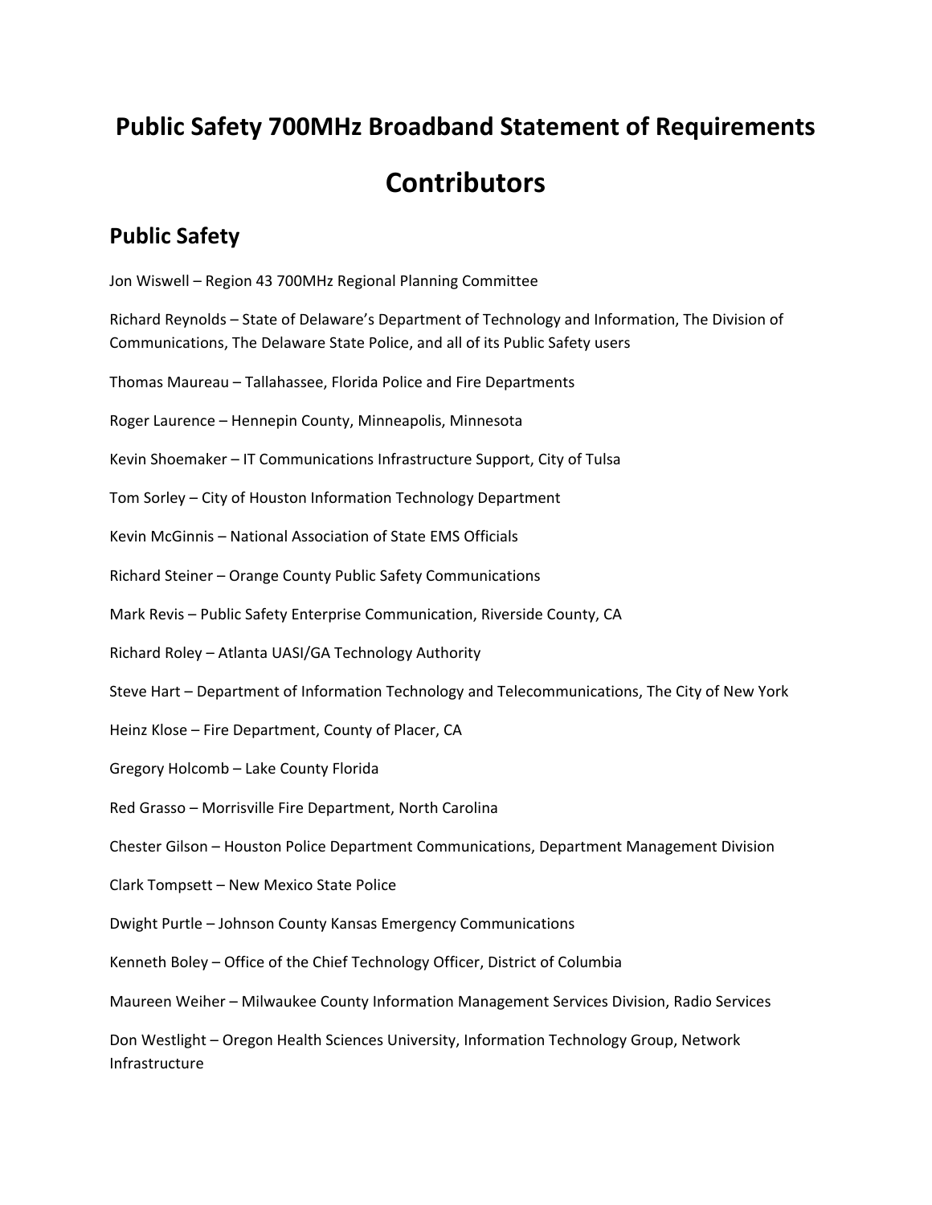# Public Safety 700MHz Broadband Statement of Requirements

# Contributors

## Public Safety

Jon Wiswell – Region 43 700MHz Regional Planning Committee

Richard Reynolds – State of Delaware's Department of Technology and Information, The Division of Communications, The Delaware State Police, and all of its Public Safety users

Thomas Maureau – Tallahassee, Florida Police and Fire Departments

Roger Laurence – Hennepin County, Minneapolis, Minnesota

Kevin Shoemaker – IT Communications Infrastructure Support, City of Tulsa

Tom Sorley – City of Houston Information Technology Department

Kevin McGinnis – National Association of State EMS Officials

Richard Steiner – Orange County Public Safety Communications

Mark Revis – Public Safety Enterprise Communication, Riverside County, CA

Richard Roley – Atlanta UASI/GA Technology Authority

Steve Hart – Department of Information Technology and Telecommunications, The City of New York

Heinz Klose – Fire Department, County of Placer, CA

Gregory Holcomb – Lake County Florida

Red Grasso – Morrisville Fire Department, North Carolina

Chester Gilson – Houston Police Department Communications, Department Management Division

Clark Tompsett – New Mexico State Police

Dwight Purtle – Johnson County Kansas Emergency Communications

Kenneth Boley – Office of the Chief Technology Officer, District of Columbia

Maureen Weiher – Milwaukee County Information Management Services Division, Radio Services

Don Westlight – Oregon Health Sciences University, Information Technology Group, Network Infrastructure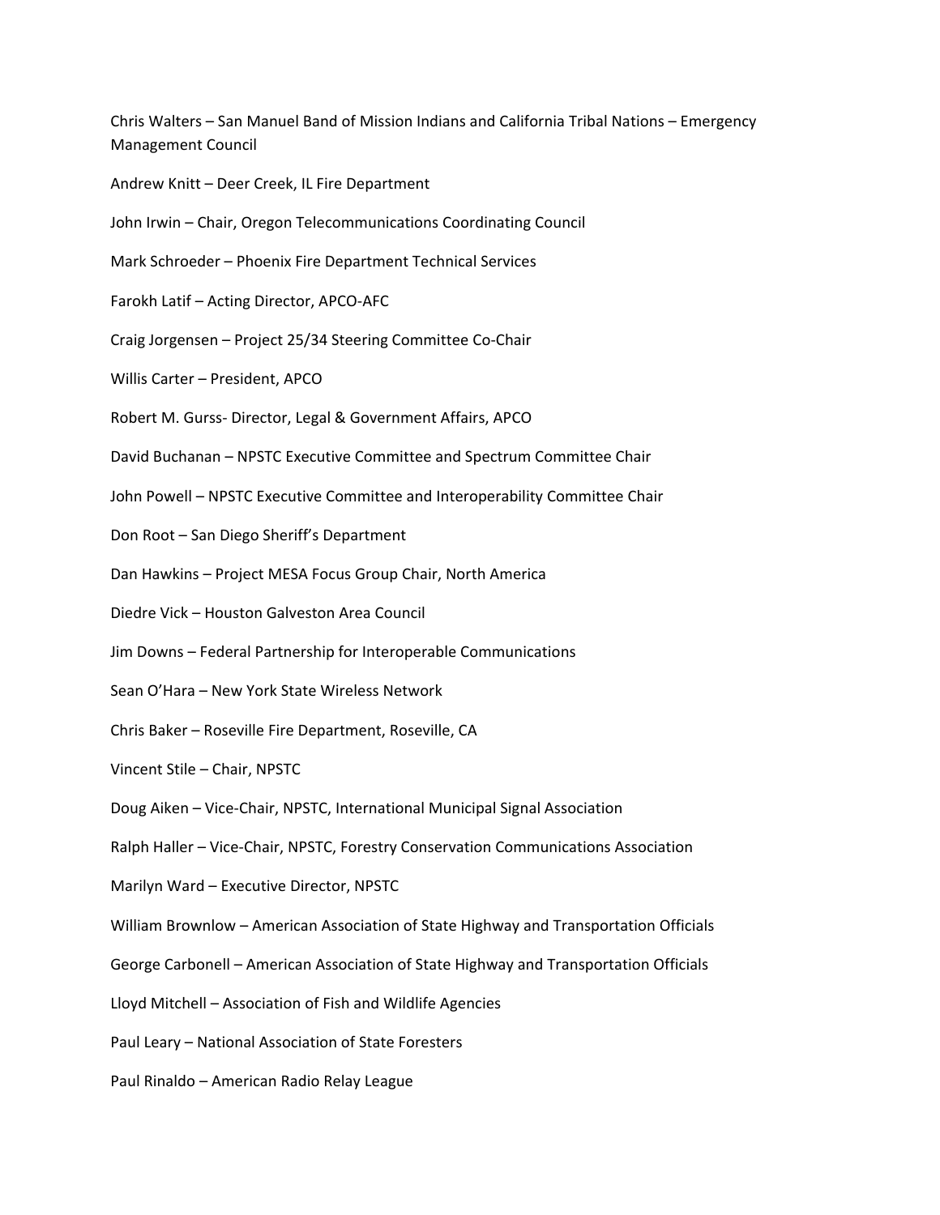Chris Walters – San Manuel Band of Mission Indians and California Tribal Nations – Emergency Management Council

Andrew Knitt – Deer Creek, IL Fire Department

John Irwin – Chair, Oregon Telecommunications Coordinating Council

Mark Schroeder – Phoenix Fire Department Technical Services

Farokh Latif – Acting Director, APCO-AFC

Craig Jorgensen – Project 25/34 Steering Committee Co-Chair

Willis Carter – President, APCO

Robert M. Gurss- Director, Legal & Government Affairs, APCO

David Buchanan – NPSTC Executive Committee and Spectrum Committee Chair

John Powell – NPSTC Executive Committee and Interoperability Committee Chair

Don Root – San Diego Sheriff's Department

Dan Hawkins – Project MESA Focus Group Chair, North America

Diedre Vick – Houston Galveston Area Council

Jim Downs – Federal Partnership for Interoperable Communications

Sean O'Hara – New York State Wireless Network

Chris Baker – Roseville Fire Department, Roseville, CA

Vincent Stile – Chair, NPSTC

Doug Aiken – Vice-Chair, NPSTC, International Municipal Signal Association

Ralph Haller – Vice-Chair, NPSTC, Forestry Conservation Communications Association

Marilyn Ward – Executive Director, NPSTC

William Brownlow – American Association of State Highway and Transportation Officials

George Carbonell – American Association of State Highway and Transportation Officials

Lloyd Mitchell – Association of Fish and Wildlife Agencies

Paul Leary – National Association of State Foresters

Paul Rinaldo – American Radio Relay League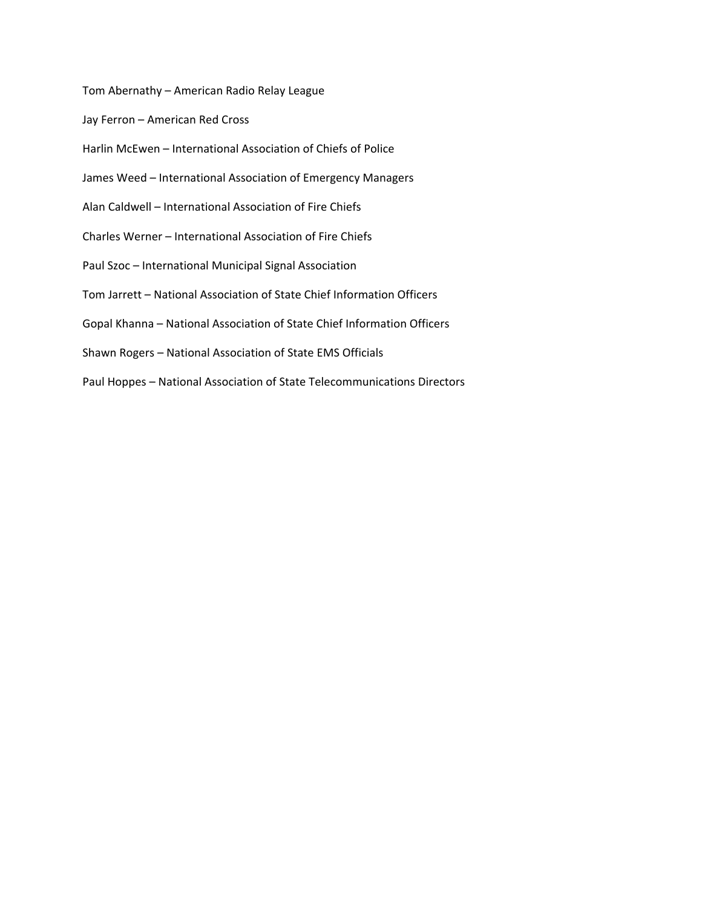Tom Abernathy – American Radio Relay League

Jay Ferron – American Red Cross

Harlin McEwen – International Association of Chiefs of Police

James Weed – International Association of Emergency Managers

Alan Caldwell – International Association of Fire Chiefs

Charles Werner – International Association of Fire Chiefs

Paul Szoc – International Municipal Signal Association

Tom Jarrett – National Association of State Chief Information Officers

Gopal Khanna – National Association of State Chief Information Officers

Shawn Rogers – National Association of State EMS Officials

Paul Hoppes – National Association of State Telecommunications Directors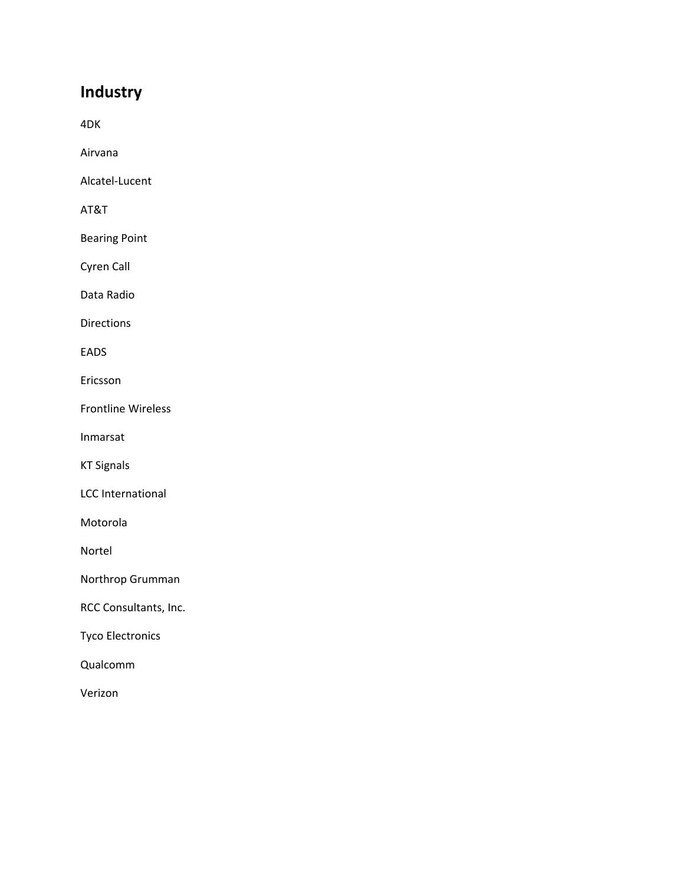## Industry

4DK

Airvana

Alcatel-Lucent

AT&T

Bearing Point

Cyren Call

Data Radio

Directions

EADS

Ericsson

Frontline Wireless

Inmarsat

KT Signals

LCC International

Motorola

Nortel

Northrop Grumman

RCC Consultants, Inc.

Tyco Electronics

Qualcomm

Verizon